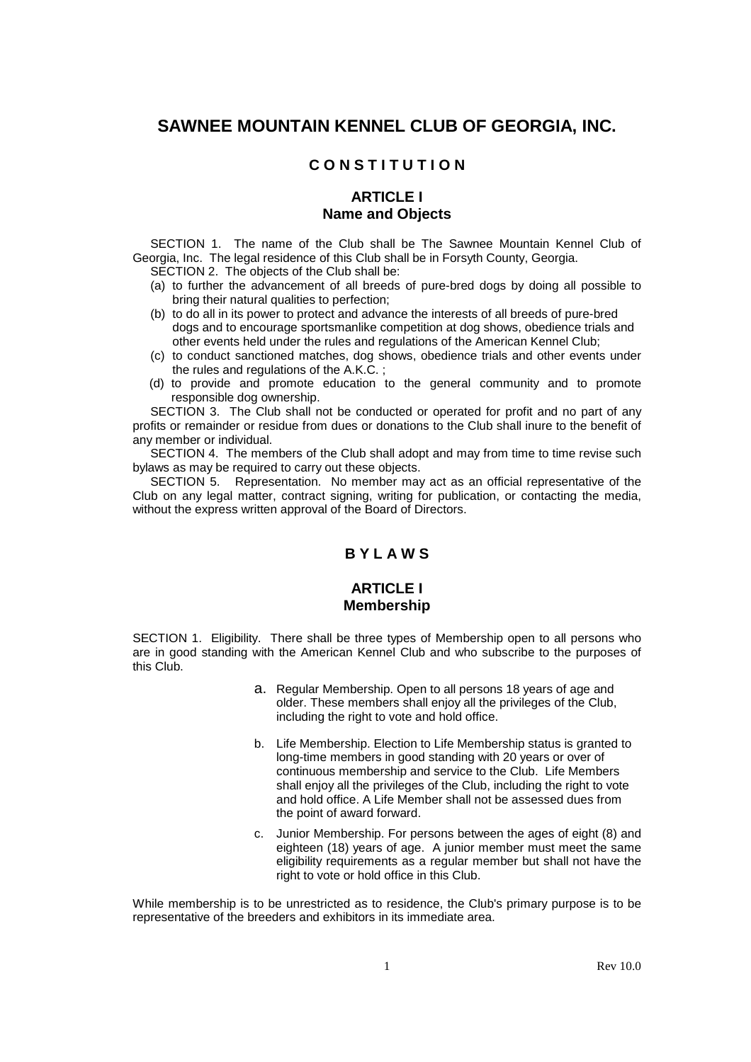# SAWNEE MOUNTAIN KENNEL CLUB OF GEORGIA, INC.

## C O N S T I T U T I O N

### ARTICLE I
### Name and Objects

SECTION 1. The name of the Club shall be The Sawnee Mountain Kennel Club of Georgia, Inc. The legal residence of this Club shall be in Forsyth County, Georgia.

SECTION 2. The objects of the Club shall be:

(a) to further the advancement of all breeds of pure-bred dogs by doing all possible to bring their natural qualities to perfection;

(b) to do all in its power to protect and advance the interests of all breeds of pure-bred dogs and to encourage sportsmanlike competition at dog shows, obedience trials and other events held under the rules and regulations of the American Kennel Club;

(c) to conduct sanctioned matches, dog shows, obedience trials and other events under the rules and regulations of the A.K.C. ;

(d) to provide and promote education to the general community and to promote responsible dog ownership.

SECTION 3. The Club shall not be conducted or operated for profit and no part of any profits or remainder or residue from dues or donations to the Club shall inure to the benefit of any member or individual.

SECTION 4. The members of the Club shall adopt and may from time to time revise such bylaws as may be required to carry out these objects.

SECTION 5. Representation. No member may act as an official representative of the Club on any legal matter, contract signing, writing for publication, or contacting the media, without the express written approval of the Board of Directors.

## B Y L A W S

### ARTICLE I
### Membership

SECTION 1. Eligibility. There shall be three types of Membership open to all persons who are in good standing with the American Kennel Club and who subscribe to the purposes of this Club.

a. Regular Membership. Open to all persons 18 years of age and older. These members shall enjoy all the privileges of the Club, including the right to vote and hold office.

b. Life Membership. Election to Life Membership status is granted to long-time members in good standing with 20 years or over of continuous membership and service to the Club. Life Members shall enjoy all the privileges of the Club, including the right to vote and hold office. A Life Member shall not be assessed dues from the point of award forward.

c. Junior Membership. For persons between the ages of eight (8) and eighteen (18) years of age. A junior member must meet the same eligibility requirements as a regular member but shall not have the right to vote or hold office in this Club.

While membership is to be unrestricted as to residence, the Club's primary purpose is to be representative of the breeders and exhibitors in its immediate area.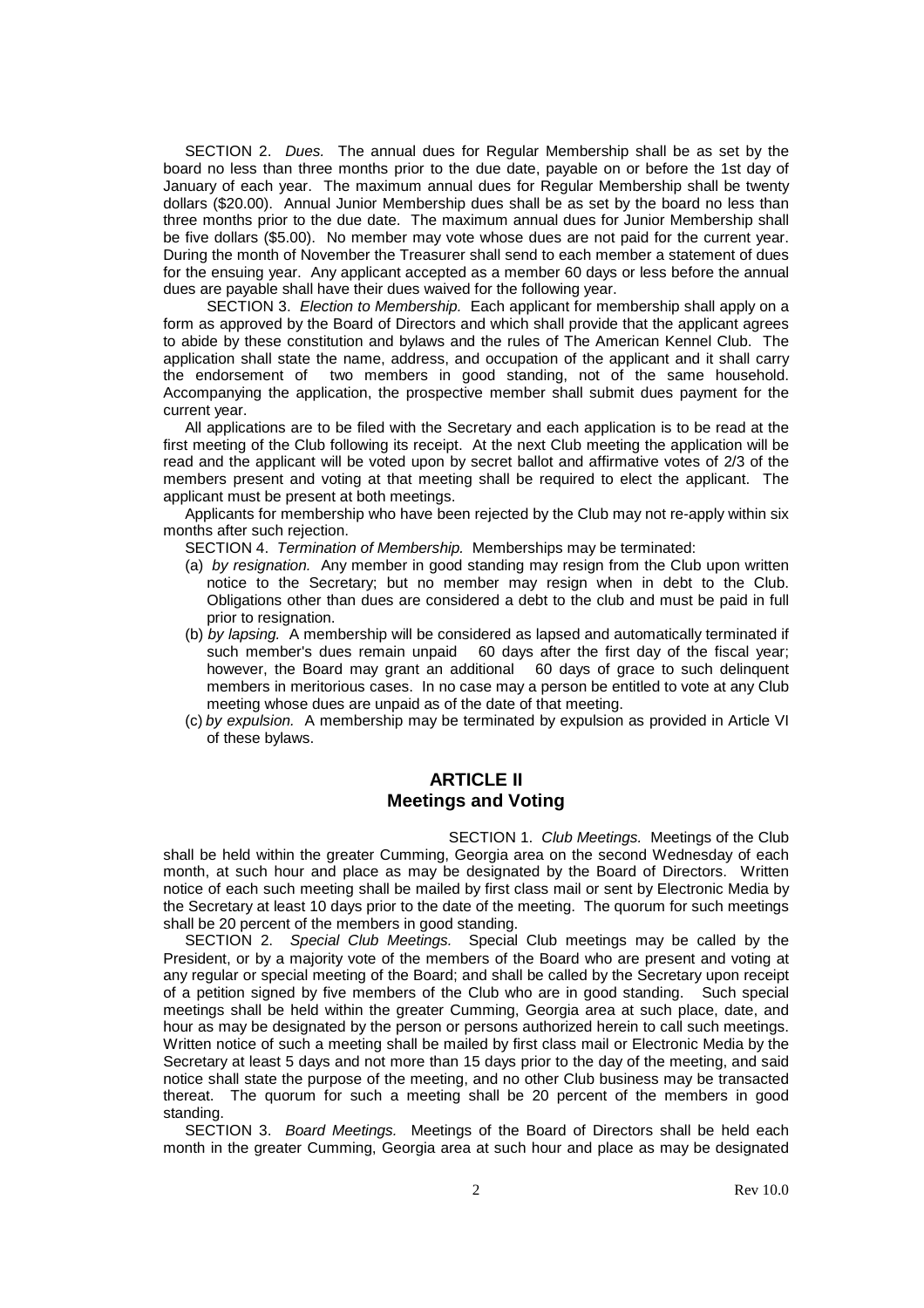SECTION 2. *Dues.* The annual dues for Regular Membership shall be as set by the board no less than three months prior to the due date, payable on or before the 1st day of January of each year. The maximum annual dues for Regular Membership shall be twenty dollars ($20.00). Annual Junior Membership dues shall be as set by the board no less than three months prior to the due date. The maximum annual dues for Junior Membership shall be five dollars ($5.00). No member may vote whose dues are not paid for the current year. During the month of November the Treasurer shall send to each member a statement of dues for the ensuing year. Any applicant accepted as a member 60 days or less before the annual dues are payable shall have their dues waived for the following year.

SECTION 3. *Election to Membership.* Each applicant for membership shall apply on a form as approved by the Board of Directors and which shall provide that the applicant agrees to abide by these constitution and bylaws and the rules of The American Kennel Club. The application shall state the name, address, and occupation of the applicant and it shall carry the endorsement of two members in good standing, not of the same household. Accompanying the application, the prospective member shall submit dues payment for the current year.

All applications are to be filed with the Secretary and each application is to be read at the first meeting of the Club following its receipt. At the next Club meeting the application will be read and the applicant will be voted upon by secret ballot and affirmative votes of 2/3 of the members present and voting at that meeting shall be required to elect the applicant. The applicant must be present at both meetings.

Applicants for membership who have been rejected by the Club may not re-apply within six months after such rejection.

SECTION 4. *Termination of Membership.* Memberships may be terminated:

(a) *by resignation.* Any member in good standing may resign from the Club upon written notice to the Secretary; but no member may resign when in debt to the Club. Obligations other than dues are considered a debt to the club and must be paid in full prior to resignation.

(b) *by lapsing.* A membership will be considered as lapsed and automatically terminated if such member's dues remain unpaid 60 days after the first day of the fiscal year; however, the Board may grant an additional 60 days of grace to such delinquent members in meritorious cases. In no case may a person be entitled to vote at any Club meeting whose dues are unpaid as of the date of that meeting.

(c) *by expulsion.* A membership may be terminated by expulsion as provided in Article VI of these bylaws.

## ARTICLE II
## Meetings and Voting

SECTION 1. *Club Meetings.* Meetings of the Club shall be held within the greater Cumming, Georgia area on the second Wednesday of each month, at such hour and place as may be designated by the Board of Directors. Written notice of each such meeting shall be mailed by first class mail or sent by Electronic Media by the Secretary at least 10 days prior to the date of the meeting. The quorum for such meetings shall be 20 percent of the members in good standing.

SECTION 2. *Special Club Meetings.* Special Club meetings may be called by the President, or by a majority vote of the members of the Board who are present and voting at any regular or special meeting of the Board; and shall be called by the Secretary upon receipt of a petition signed by five members of the Club who are in good standing. Such special meetings shall be held within the greater Cumming, Georgia area at such place, date, and hour as may be designated by the person or persons authorized herein to call such meetings. Written notice of such a meeting shall be mailed by first class mail or Electronic Media by the Secretary at least 5 days and not more than 15 days prior to the day of the meeting, and said notice shall state the purpose of the meeting, and no other Club business may be transacted thereat. The quorum for such a meeting shall be 20 percent of the members in good standing.

SECTION 3. *Board Meetings.* Meetings of the Board of Directors shall be held each month in the greater Cumming, Georgia area at such hour and place as may be designated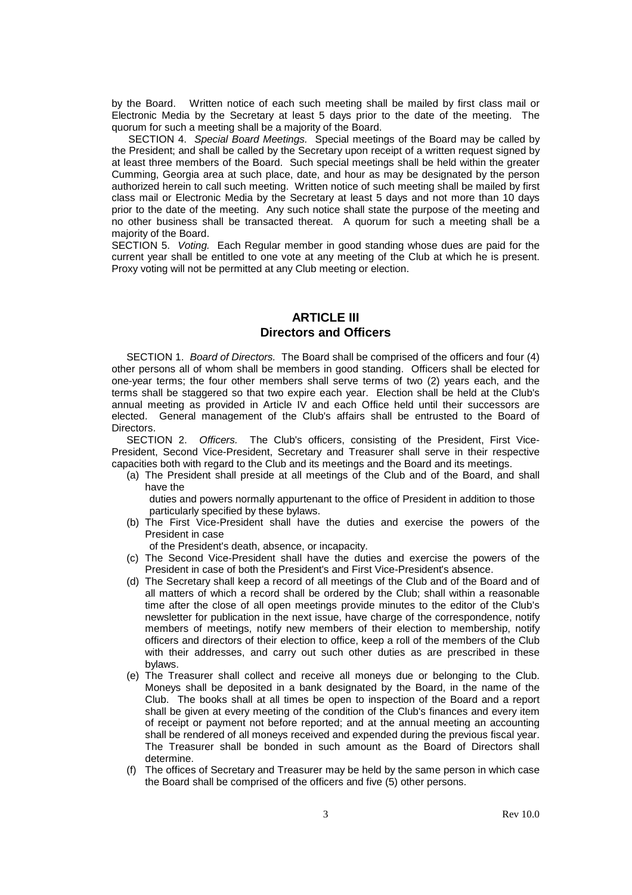by the Board. Written notice of each such meeting shall be mailed by first class mail or Electronic Media by the Secretary at least 5 days prior to the date of the meeting. The quorum for such a meeting shall be a majority of the Board.

SECTION 4. *Special Board Meetings.* Special meetings of the Board may be called by the President; and shall be called by the Secretary upon receipt of a written request signed by at least three members of the Board. Such special meetings shall be held within the greater Cumming, Georgia area at such place, date, and hour as may be designated by the person authorized herein to call such meeting. Written notice of such meeting shall be mailed by first class mail or Electronic Media by the Secretary at least 5 days and not more than 10 days prior to the date of the meeting. Any such notice shall state the purpose of the meeting and no other business shall be transacted thereat. A quorum for such a meeting shall be a majority of the Board.

SECTION 5. *Voting.* Each Regular member in good standing whose dues are paid for the current year shall be entitled to one vote at any meeting of the Club at which he is present. Proxy voting will not be permitted at any Club meeting or election.

## ARTICLE III
## Directors and Officers

SECTION 1. *Board of Directors.* The Board shall be comprised of the officers and four (4) other persons all of whom shall be members in good standing. Officers shall be elected for one-year terms; the four other members shall serve terms of two (2) years each, and the terms shall be staggered so that two expire each year. Election shall be held at the Club's annual meeting as provided in Article IV and each Office held until their successors are elected. General management of the Club's affairs shall be entrusted to the Board of Directors.

SECTION 2. *Officers.* The Club's officers, consisting of the President, First Vice-President, Second Vice-President, Secretary and Treasurer shall serve in their respective capacities both with regard to the Club and its meetings and the Board and its meetings.

(a) The President shall preside at all meetings of the Club and of the Board, and shall have the duties and powers normally appurtenant to the office of President in addition to those particularly specified by these bylaws.

(b) The First Vice-President shall have the duties and exercise the powers of the President in case of the President's death, absence, or incapacity.

(c) The Second Vice-President shall have the duties and exercise the powers of the President in case of both the President's and First Vice-President's absence.

(d) The Secretary shall keep a record of all meetings of the Club and of the Board and of all matters of which a record shall be ordered by the Club; shall within a reasonable time after the close of all open meetings provide minutes to the editor of the Club's newsletter for publication in the next issue, have charge of the correspondence, notify members of meetings, notify new members of their election to membership, notify officers and directors of their election to office, keep a roll of the members of the Club with their addresses, and carry out such other duties as are prescribed in these bylaws.

(e) The Treasurer shall collect and receive all moneys due or belonging to the Club. Moneys shall be deposited in a bank designated by the Board, in the name of the Club. The books shall at all times be open to inspection of the Board and a report shall be given at every meeting of the condition of the Club's finances and every item of receipt or payment not before reported; and at the annual meeting an accounting shall be rendered of all moneys received and expended during the previous fiscal year. The Treasurer shall be bonded in such amount as the Board of Directors shall determine.

(f) The offices of Secretary and Treasurer may be held by the same person in which case the Board shall be comprised of the officers and five (5) other persons.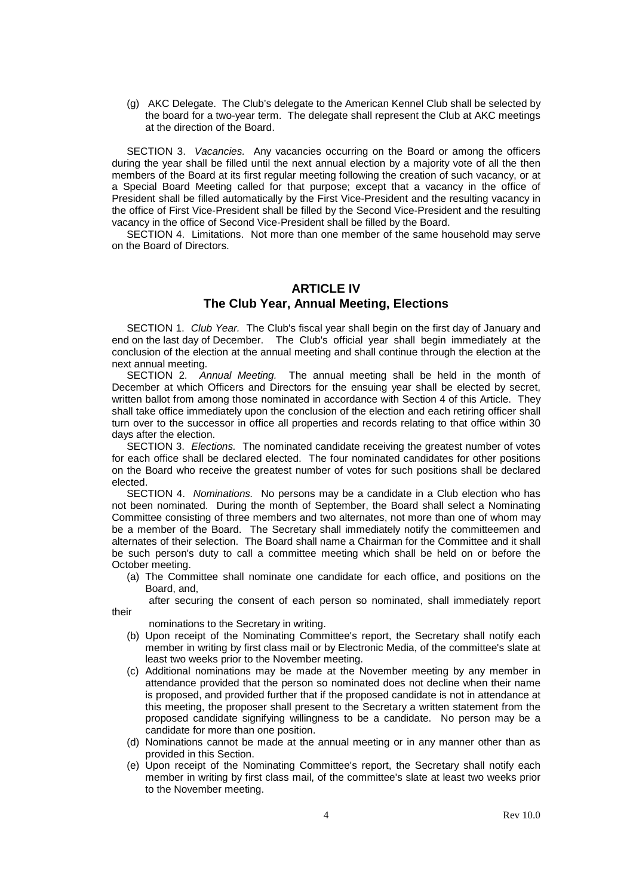(g) AKC Delegate. The Club's delegate to the American Kennel Club shall be selected by the board for a two-year term. The delegate shall represent the Club at AKC meetings at the direction of the Board.

SECTION 3. *Vacancies.* Any vacancies occurring on the Board or among the officers during the year shall be filled until the next annual election by a majority vote of all the then members of the Board at its first regular meeting following the creation of such vacancy, or at a Special Board Meeting called for that purpose; except that a vacancy in the office of President shall be filled automatically by the First Vice-President and the resulting vacancy in the office of First Vice-President shall be filled by the Second Vice-President and the resulting vacancy in the office of Second Vice-President shall be filled by the Board.

SECTION 4. Limitations. Not more than one member of the same household may serve on the Board of Directors.

## ARTICLE IV
## The Club Year, Annual Meeting, Elections

SECTION 1. *Club Year.* The Club's fiscal year shall begin on the first day of January and end on the last day of December. The Club's official year shall begin immediately at the conclusion of the election at the annual meeting and shall continue through the election at the next annual meeting.

SECTION 2. *Annual Meeting.* The annual meeting shall be held in the month of December at which Officers and Directors for the ensuing year shall be elected by secret, written ballot from among those nominated in accordance with Section 4 of this Article. They shall take office immediately upon the conclusion of the election and each retiring officer shall turn over to the successor in office all properties and records relating to that office within 30 days after the election.

SECTION 3. *Elections.* The nominated candidate receiving the greatest number of votes for each office shall be declared elected. The four nominated candidates for other positions on the Board who receive the greatest number of votes for such positions shall be declared elected.

SECTION 4. *Nominations.* No persons may be a candidate in a Club election who has not been nominated. During the month of September, the Board shall select a Nominating Committee consisting of three members and two alternates, not more than one of whom may be a member of the Board. The Secretary shall immediately notify the committeemen and alternates of their selection. The Board shall name a Chairman for the Committee and it shall be such person's duty to call a committee meeting which shall be held on or before the October meeting.

(a) The Committee shall nominate one candidate for each office, and positions on the Board, and,
 after securing the consent of each person so nominated, shall immediately report their
 nominations to the Secretary in writing.

(b) Upon receipt of the Nominating Committee's report, the Secretary shall notify each member in writing by first class mail or by Electronic Media, of the committee's slate at least two weeks prior to the November meeting.

(c) Additional nominations may be made at the November meeting by any member in attendance provided that the person so nominated does not decline when their name is proposed, and provided further that if the proposed candidate is not in attendance at this meeting, the proposer shall present to the Secretary a written statement from the proposed candidate signifying willingness to be a candidate. No person may be a candidate for more than one position.

(d) Nominations cannot be made at the annual meeting or in any manner other than as provided in this Section.

(e) Upon receipt of the Nominating Committee's report, the Secretary shall notify each member in writing by first class mail, of the committee's slate at least two weeks prior to the November meeting.

Rev 10.0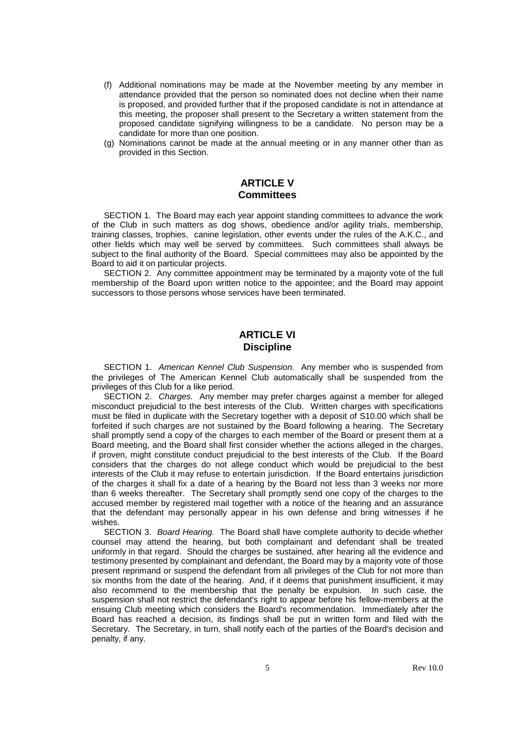(f) Additional nominations may be made at the November meeting by any member in attendance provided that the person so nominated does not decline when their name is proposed, and provided further that if the proposed candidate is not in attendance at this meeting, the proposer shall present to the Secretary a written statement from the proposed candidate signifying willingness to be a candidate. No person may be a candidate for more than one position.

(g) Nominations cannot be made at the annual meeting or in any manner other than as provided in this Section.

## ARTICLE V
## Committees

SECTION 1. The Board may each year appoint standing committees to advance the work of the Club in such matters as dog shows, obedience and/or agility trials, membership, training classes, trophies, canine legislation, other events under the rules of the A.K.C., and other fields which may well be served by committees. Such committees shall always be subject to the final authority of the Board. Special committees may also be appointed by the Board to aid it on particular projects.

SECTION 2. Any committee appointment may be terminated by a majority vote of the full membership of the Board upon written notice to the appointee; and the Board may appoint successors to those persons whose services have been terminated.

## ARTICLE VI
## Discipline

SECTION 1. *American Kennel Club Suspension.* Any member who is suspended from the privileges of The American Kennel Club automatically shall be suspended from the privileges of this Club for a like period.

SECTION 2. *Charges.* Any member may prefer charges against a member for alleged misconduct prejudicial to the best interests of the Club. Written charges with specifications must be filed in duplicate with the Secretary together with a deposit of S10.00 which shall be forfeited if such charges are not sustained by the Board following a hearing. The Secretary shall promptly send a copy of the charges to each member of the Board or present them at a Board meeting, and the Board shall first consider whether the actions alleged in the charges, if proven, might constitute conduct prejudicial to the best interests of the Club. If the Board considers that the charges do not allege conduct which would be prejudicial to the best interests of the Club it may refuse to entertain jurisdiction. If the Board entertains jurisdiction of the charges it shall fix a date of a hearing by the Board not less than 3 weeks nor more than 6 weeks thereafter. The Secretary shall promptly send one copy of the charges to the accused member by registered mail together with a notice of the hearing and an assurance that the defendant may personally appear in his own defense and bring witnesses if he wishes.

SECTION 3. *Board Hearing.* The Board shall have complete authority to decide whether counsel may attend the hearing, but both complainant and defendant shall be treated uniformly in that regard. Should the charges be sustained, after hearing all the evidence and testimony presented by complainant and defendant, the Board may by a majority vote of those present reprimand or suspend the defendant from all privileges of the Club for not more than six months from the date of the hearing. And, if it deems that punishment insufficient, it may also recommend to the membership that the penalty be expulsion. In such case, the suspension shall not restrict the defendant's right to appear before his fellow-members at the ensuing Club meeting which considers the Board's recommendation. Immediately after the Board has reached a decision, its findings shall be put in written form and filed with the Secretary. The Secretary, in turn, shall notify each of the parties of the Board's decision and penalty, if any.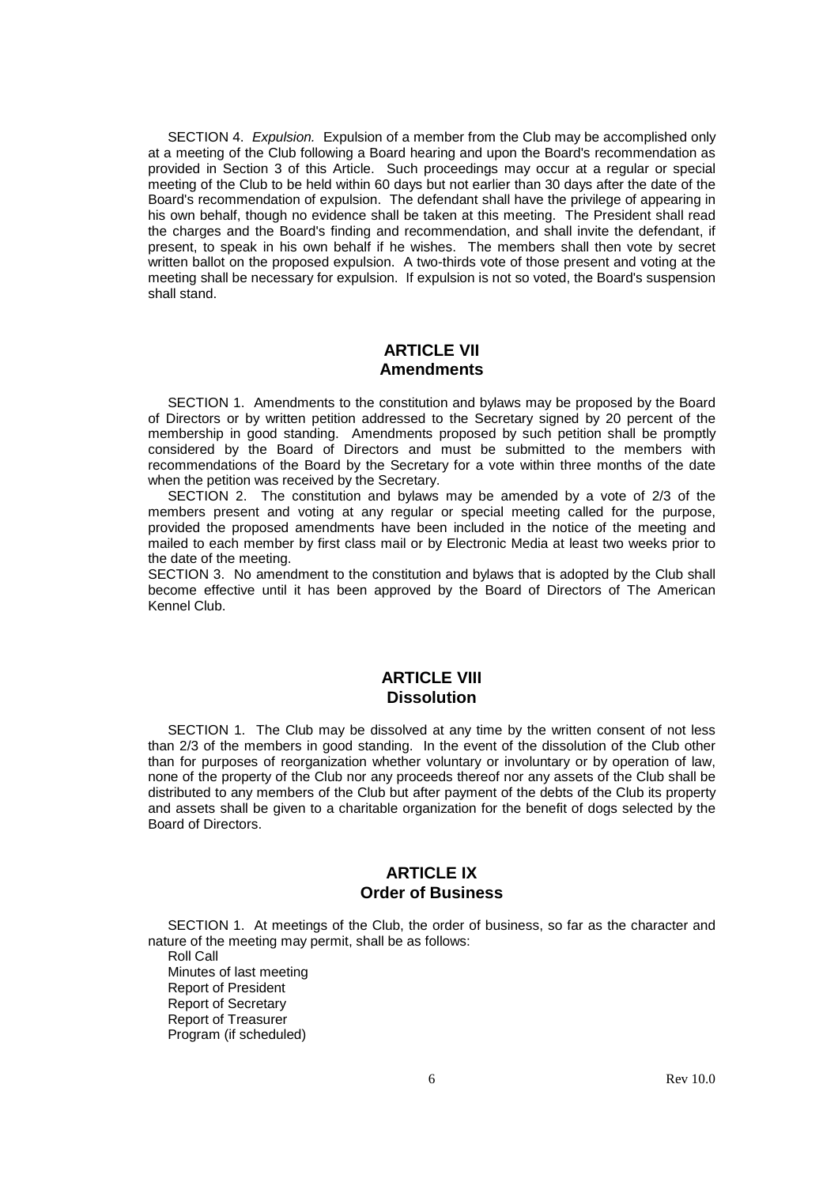SECTION 4. *Expulsion.* Expulsion of a member from the Club may be accomplished only at a meeting of the Club following a Board hearing and upon the Board's recommendation as provided in Section 3 of this Article. Such proceedings may occur at a regular or special meeting of the Club to be held within 60 days but not earlier than 30 days after the date of the Board's recommendation of expulsion. The defendant shall have the privilege of appearing in his own behalf, though no evidence shall be taken at this meeting. The President shall read the charges and the Board's finding and recommendation, and shall invite the defendant, if present, to speak in his own behalf if he wishes. The members shall then vote by secret written ballot on the proposed expulsion. A two-thirds vote of those present and voting at the meeting shall be necessary for expulsion. If expulsion is not so voted, the Board's suspension shall stand.

## ARTICLE VII
## Amendments

SECTION 1. Amendments to the constitution and bylaws may be proposed by the Board of Directors or by written petition addressed to the Secretary signed by 20 percent of the membership in good standing. Amendments proposed by such petition shall be promptly considered by the Board of Directors and must be submitted to the members with recommendations of the Board by the Secretary for a vote within three months of the date when the petition was received by the Secretary.

SECTION 2. The constitution and bylaws may be amended by a vote of 2/3 of the members present and voting at any regular or special meeting called for the purpose, provided the proposed amendments have been included in the notice of the meeting and mailed to each member by first class mail or by Electronic Media at least two weeks prior to the date of the meeting.

SECTION 3. No amendment to the constitution and bylaws that is adopted by the Club shall become effective until it has been approved by the Board of Directors of The American Kennel Club.

## ARTICLE VIII
## Dissolution

SECTION 1. The Club may be dissolved at any time by the written consent of not less than 2/3 of the members in good standing. In the event of the dissolution of the Club other than for purposes of reorganization whether voluntary or involuntary or by operation of law, none of the property of the Club nor any proceeds thereof nor any assets of the Club shall be distributed to any members of the Club but after payment of the debts of the Club its property and assets shall be given to a charitable organization for the benefit of dogs selected by the Board of Directors.

## ARTICLE IX
## Order of Business

SECTION 1. At meetings of the Club, the order of business, so far as the character and nature of the meeting may permit, shall be as follows:

Roll Call  
Minutes of last meeting  
Report of President  
Report of Secretary  
Report of Treasurer  
Program (if scheduled)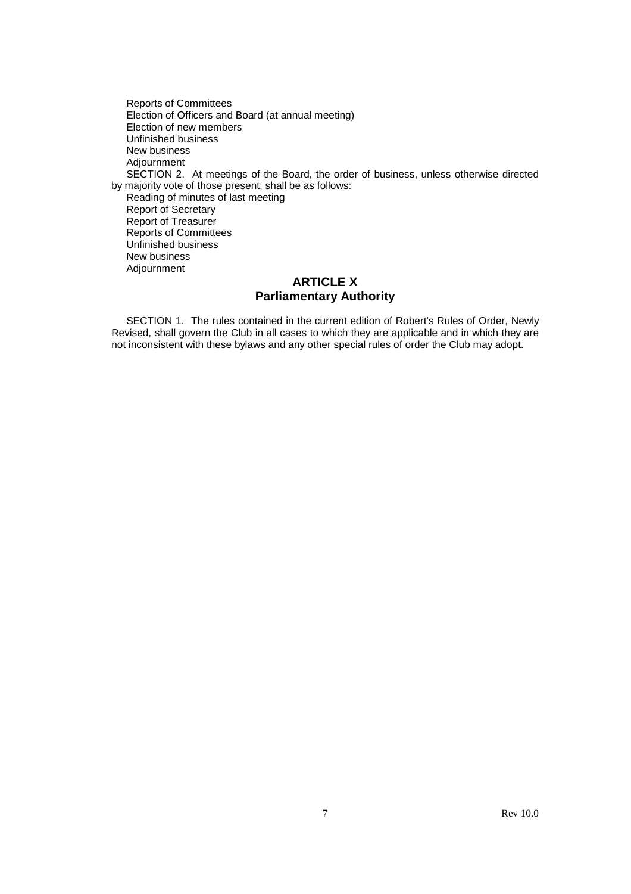Reports of Committees
Election of Officers and Board (at annual meeting)
Election of new members
Unfinished business
New business
Adjournment

SECTION 2. At meetings of the Board, the order of business, unless otherwise directed by majority vote of those present, shall be as follows:

Reading of minutes of last meeting
Report of Secretary
Report of Treasurer
Reports of Committees
Unfinished business
New business
Adjournment

## ARTICLE X
## Parliamentary Authority

SECTION 1. The rules contained in the current edition of Robert's Rules of Order, Newly Revised, shall govern the Club in all cases to which they are applicable and in which they are not inconsistent with these bylaws and any other special rules of order the Club may adopt.